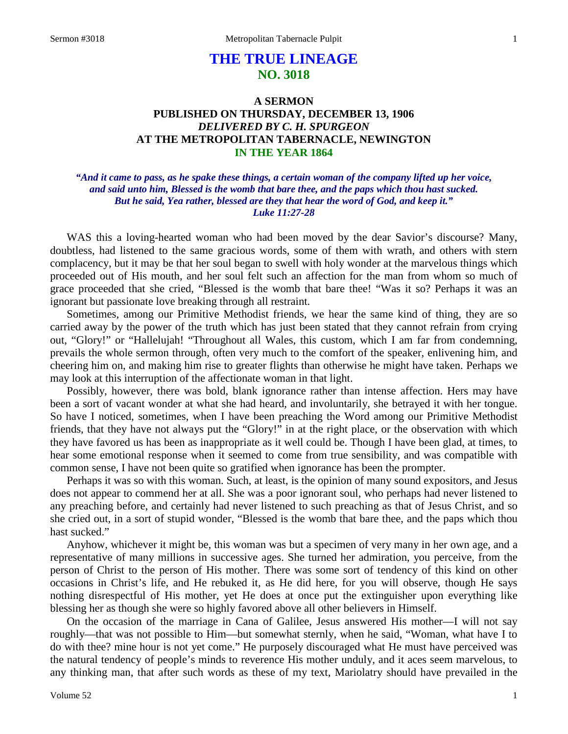# THE TRUE LINEAGE
## NO. 3018

### A SERMON
### PUBLISHED ON THURSDAY, DECEMBER 13, 1906
### *DELIVERED BY C. H. SPURGEON*
### AT THE METROPOLITAN TABERNACLE, NEWINGTON
### IN THE YEAR 1864

***"And it came to pass, as he spake these things, a certain woman of the company lifted up her voice, and said unto him, Blessed is the womb that bare thee, and the paps which thou hast sucked. But he said, Yea rather, blessed are they that hear the word of God, and keep it." Luke 11:27-28***

WAS this a loving-hearted woman who had been moved by the dear Savior's discourse? Many, doubtless, had listened to the same gracious words, some of them with wrath, and others with stern complacency, but it may be that her soul began to swell with holy wonder at the marvelous things which proceeded out of His mouth, and her soul felt such an affection for the man from whom so much of grace proceeded that she cried, "Blessed is the womb that bare thee! "Was it so? Perhaps it was an ignorant but passionate love breaking through all restraint.

Sometimes, among our Primitive Methodist friends, we hear the same kind of thing, they are so carried away by the power of the truth which has just been stated that they cannot refrain from crying out, "Glory!" or "Hallelujah! "Throughout all Wales, this custom, which I am far from condemning, prevails the whole sermon through, often very much to the comfort of the speaker, enlivening him, and cheering him on, and making him rise to greater flights than otherwise he might have taken. Perhaps we may look at this interruption of the affectionate woman in that light.

Possibly, however, there was bold, blank ignorance rather than intense affection. Hers may have been a sort of vacant wonder at what she had heard, and involuntarily, she betrayed it with her tongue. So have I noticed, sometimes, when I have been preaching the Word among our Primitive Methodist friends, that they have not always put the "Glory!" in at the right place, or the observation with which they have favored us has been as inappropriate as it well could be. Though I have been glad, at times, to hear some emotional response when it seemed to come from true sensibility, and was compatible with common sense, I have not been quite so gratified when ignorance has been the prompter.

Perhaps it was so with this woman. Such, at least, is the opinion of many sound expositors, and Jesus does not appear to commend her at all. She was a poor ignorant soul, who perhaps had never listened to any preaching before, and certainly had never listened to such preaching as that of Jesus Christ, and so she cried out, in a sort of stupid wonder, "Blessed is the womb that bare thee, and the paps which thou hast sucked."

Anyhow, whichever it might be, this woman was but a specimen of very many in her own age, and a representative of many millions in successive ages. She turned her admiration, you perceive, from the person of Christ to the person of His mother. There was some sort of tendency of this kind on other occasions in Christ's life, and He rebuked it, as He did here, for you will observe, though He says nothing disrespectful of His mother, yet He does at once put the extinguisher upon everything like blessing her as though she were so highly favored above all other believers in Himself.

On the occasion of the marriage in Cana of Galilee, Jesus answered His mother—I will not say roughly—that was not possible to Him—but somewhat sternly, when he said, "Woman, what have I to do with thee? mine hour is not yet come." He purposely discouraged what He must have perceived was the natural tendency of people's minds to reverence His mother unduly, and it aces seem marvelous, to any thinking man, that after such words as these of my text, Mariolatry should have prevailed in the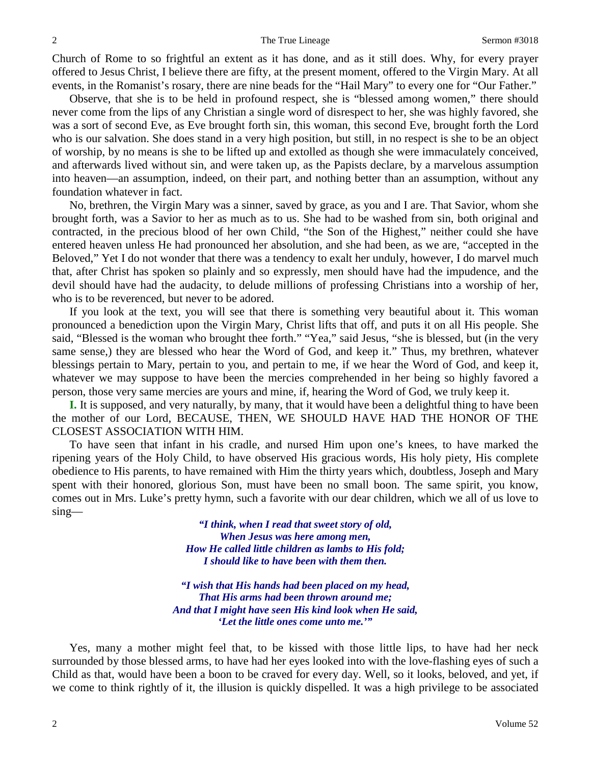Church of Rome to so frightful an extent as it has done, and as it still does. Why, for every prayer offered to Jesus Christ, I believe there are fifty, at the present moment, offered to the Virgin Mary. At all events, in the Romanist's rosary, there are nine beads for the "Hail Mary" to every one for "Our Father."

Observe, that she is to be held in profound respect, she is "blessed among women," there should never come from the lips of any Christian a single word of disrespect to her, she was highly favored, she was a sort of second Eve, as Eve brought forth sin, this woman, this second Eve, brought forth the Lord who is our salvation. She does stand in a very high position, but still, in no respect is she to be an object of worship, by no means is she to be lifted up and extolled as though she were immaculately conceived, and afterwards lived without sin, and were taken up, as the Papists declare, by a marvelous assumption into heaven—an assumption, indeed, on their part, and nothing better than an assumption, without any foundation whatever in fact.

No, brethren, the Virgin Mary was a sinner, saved by grace, as you and I are. That Savior, whom she brought forth, was a Savior to her as much as to us. She had to be washed from sin, both original and contracted, in the precious blood of her own Child, "the Son of the Highest," neither could she have entered heaven unless He had pronounced her absolution, and she had been, as we are, "accepted in the Beloved," Yet I do not wonder that there was a tendency to exalt her unduly, however, I do marvel much that, after Christ has spoken so plainly and so expressly, men should have had the impudence, and the devil should have had the audacity, to delude millions of professing Christians into a worship of her, who is to be reverenced, but never to be adored.

If you look at the text, you will see that there is something very beautiful about it. This woman pronounced a benediction upon the Virgin Mary, Christ lifts that off, and puts it on all His people. She said, "Blessed is the woman who brought thee forth." "Yea," said Jesus, "she is blessed, but (in the very same sense,) they are blessed who hear the Word of God, and keep it." Thus, my brethren, whatever blessings pertain to Mary, pertain to you, and pertain to me, if we hear the Word of God, and keep it, whatever we may suppose to have been the mercies comprehended in her being so highly favored a person, those very same mercies are yours and mine, if, hearing the Word of God, we truly keep it.

**I.** It is supposed, and very naturally, by many, that it would have been a delightful thing to have been the mother of our Lord, BECAUSE, THEN, WE SHOULD HAVE HAD THE HONOR OF THE CLOSEST ASSOCIATION WITH HIM.

To have seen that infant in his cradle, and nursed Him upon one's knees, to have marked the ripening years of the Holy Child, to have observed His gracious words, His holy piety, His complete obedience to His parents, to have remained with Him the thirty years which, doubtless, Joseph and Mary spent with their honored, glorious Son, must have been no small boon. The same spirit, you know, comes out in Mrs. Luke's pretty hymn, such a favorite with our dear children, which we all of us love to sing—

> ***"I think, when I read that sweet story of old,***
> ***When Jesus was here among men,***
> ***How He called little children as lambs to His fold;***
> ***I should like to have been with them then.***
>
> ***"I wish that His hands had been placed on my head,***
> ***That His arms had been thrown around me;***
> ***And that I might have seen His kind look when He said,***
> ***'Let the little ones come unto me.'"***

Yes, many a mother might feel that, to be kissed with those little lips, to have had her neck surrounded by those blessed arms, to have had her eyes looked into with the love-flashing eyes of such a Child as that, would have been a boon to be craved for every day. Well, so it looks, beloved, and yet, if we come to think rightly of it, the illusion is quickly dispelled. It was a high privilege to be associated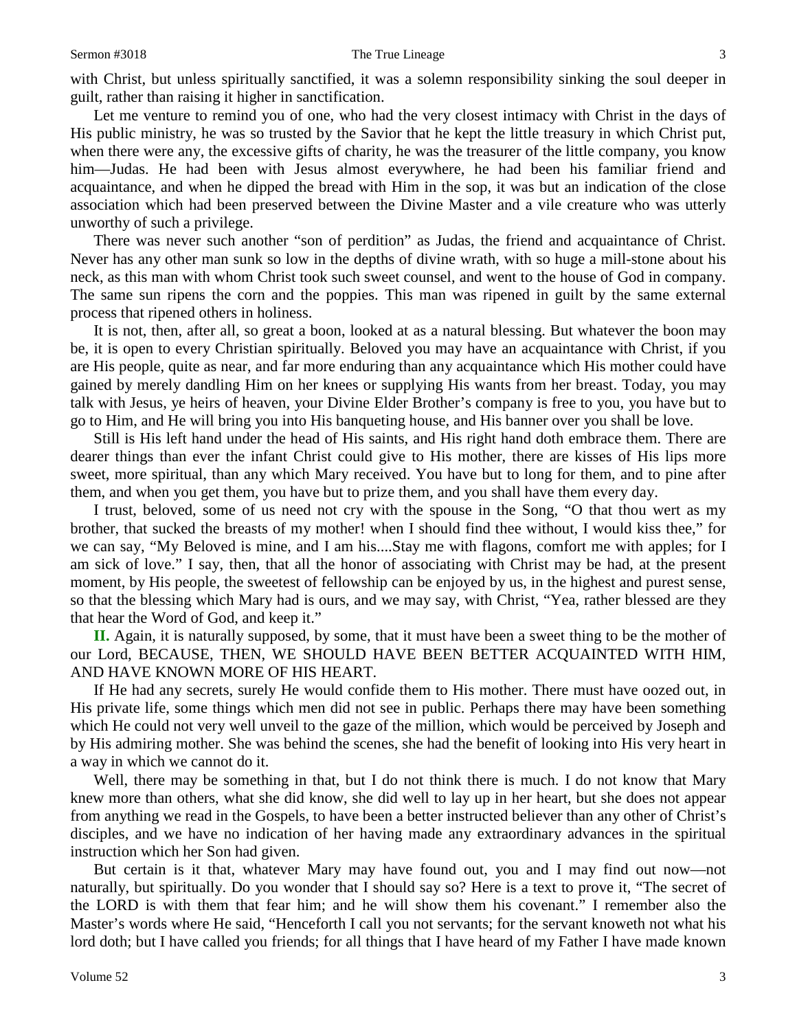with Christ, but unless spiritually sanctified, it was a solemn responsibility sinking the soul deeper in guilt, rather than raising it higher in sanctification.

Let me venture to remind you of one, who had the very closest intimacy with Christ in the days of His public ministry, he was so trusted by the Savior that he kept the little treasury in which Christ put, when there were any, the excessive gifts of charity, he was the treasurer of the little company, you know him—Judas. He had been with Jesus almost everywhere, he had been his familiar friend and acquaintance, and when he dipped the bread with Him in the sop, it was but an indication of the close association which had been preserved between the Divine Master and a vile creature who was utterly unworthy of such a privilege.

There was never such another "son of perdition" as Judas, the friend and acquaintance of Christ. Never has any other man sunk so low in the depths of divine wrath, with so huge a mill-stone about his neck, as this man with whom Christ took such sweet counsel, and went to the house of God in company. The same sun ripens the corn and the poppies. This man was ripened in guilt by the same external process that ripened others in holiness.

It is not, then, after all, so great a boon, looked at as a natural blessing. But whatever the boon may be, it is open to every Christian spiritually. Beloved you may have an acquaintance with Christ, if you are His people, quite as near, and far more enduring than any acquaintance which His mother could have gained by merely dandling Him on her knees or supplying His wants from her breast. Today, you may talk with Jesus, ye heirs of heaven, your Divine Elder Brother's company is free to you, you have but to go to Him, and He will bring you into His banqueting house, and His banner over you shall be love.

Still is His left hand under the head of His saints, and His right hand doth embrace them. There are dearer things than ever the infant Christ could give to His mother, there are kisses of His lips more sweet, more spiritual, than any which Mary received. You have but to long for them, and to pine after them, and when you get them, you have but to prize them, and you shall have them every day.

I trust, beloved, some of us need not cry with the spouse in the Song, "O that thou wert as my brother, that sucked the breasts of my mother! when I should find thee without, I would kiss thee," for we can say, "My Beloved is mine, and I am his....Stay me with flagons, comfort me with apples; for I am sick of love." I say, then, that all the honor of associating with Christ may be had, at the present moment, by His people, the sweetest of fellowship can be enjoyed by us, in the highest and purest sense, so that the blessing which Mary had is ours, and we may say, with Christ, "Yea, rather blessed are they that hear the Word of God, and keep it."

**II.** Again, it is naturally supposed, by some, that it must have been a sweet thing to be the mother of our Lord, BECAUSE, THEN, WE SHOULD HAVE BEEN BETTER ACQUAINTED WITH HIM, AND HAVE KNOWN MORE OF HIS HEART.

If He had any secrets, surely He would confide them to His mother. There must have oozed out, in His private life, some things which men did not see in public. Perhaps there may have been something which He could not very well unveil to the gaze of the million, which would be perceived by Joseph and by His admiring mother. She was behind the scenes, she had the benefit of looking into His very heart in a way in which we cannot do it.

Well, there may be something in that, but I do not think there is much. I do not know that Mary knew more than others, what she did know, she did well to lay up in her heart, but she does not appear from anything we read in the Gospels, to have been a better instructed believer than any other of Christ's disciples, and we have no indication of her having made any extraordinary advances in the spiritual instruction which her Son had given.

But certain is it that, whatever Mary may have found out, you and I may find out now—not naturally, but spiritually. Do you wonder that I should say so? Here is a text to prove it, "The secret of the LORD is with them that fear him; and he will show them his covenant." I remember also the Master's words where He said, "Henceforth I call you not servants; for the servant knoweth not what his lord doth; but I have called you friends; for all things that I have heard of my Father I have made known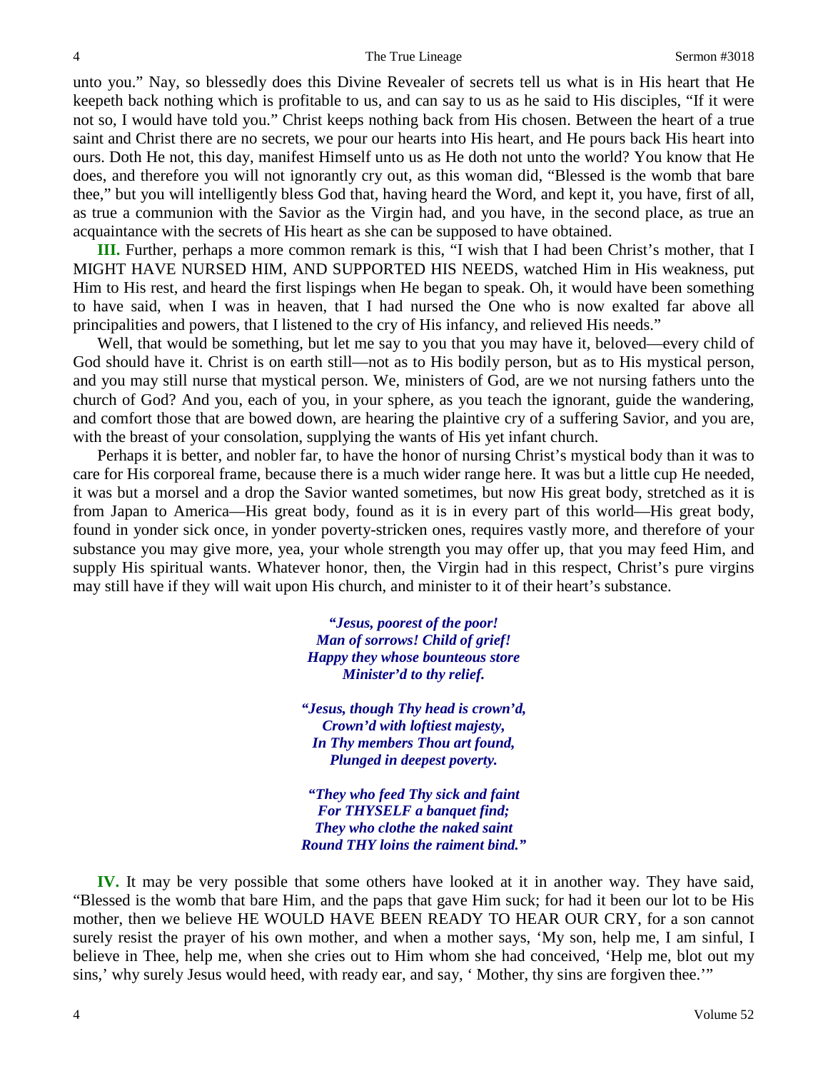unto you." Nay, so blessedly does this Divine Revealer of secrets tell us what is in His heart that He keepeth back nothing which is profitable to us, and can say to us as he said to His disciples, "If it were not so, I would have told you." Christ keeps nothing back from His chosen. Between the heart of a true saint and Christ there are no secrets, we pour our hearts into His heart, and He pours back His heart into ours. Doth He not, this day, manifest Himself unto us as He doth not unto the world? You know that He does, and therefore you will not ignorantly cry out, as this woman did, "Blessed is the womb that bare thee," but you will intelligently bless God that, having heard the Word, and kept it, you have, first of all, as true a communion with the Savior as the Virgin had, and you have, in the second place, as true an acquaintance with the secrets of His heart as she can be supposed to have obtained.

**III.** Further, perhaps a more common remark is this, "I wish that I had been Christ's mother, that I MIGHT HAVE NURSED HIM, AND SUPPORTED HIS NEEDS, watched Him in His weakness, put Him to His rest, and heard the first lispings when He began to speak. Oh, it would have been something to have said, when I was in heaven, that I had nursed the One who is now exalted far above all principalities and powers, that I listened to the cry of His infancy, and relieved His needs."

Well, that would be something, but let me say to you that you may have it, beloved—every child of God should have it. Christ is on earth still—not as to His bodily person, but as to His mystical person, and you may still nurse that mystical person. We, ministers of God, are we not nursing fathers unto the church of God? And you, each of you, in your sphere, as you teach the ignorant, guide the wandering, and comfort those that are bowed down, are hearing the plaintive cry of a suffering Savior, and you are, with the breast of your consolation, supplying the wants of His yet infant church.

Perhaps it is better, and nobler far, to have the honor of nursing Christ's mystical body than it was to care for His corporeal frame, because there is a much wider range here. It was but a little cup He needed, it was but a morsel and a drop the Savior wanted sometimes, but now His great body, stretched as it is from Japan to America—His great body, found as it is in every part of this world—His great body, found in yonder sick once, in yonder poverty-stricken ones, requires vastly more, and therefore of your substance you may give more, yea, your whole strength you may offer up, that you may feed Him, and supply His spiritual wants. Whatever honor, then, the Virgin had in this respect, Christ's pure virgins may still have if they will wait upon His church, and minister to it of their heart's substance.

> ***"Jesus, poorest of the poor!***
> ***Man of sorrows! Child of grief!***
> ***Happy they whose bounteous store***
> ***Minister'd to thy relief.***
>
> ***"Jesus, though Thy head is crown'd,***
> ***Crown'd with loftiest majesty,***
> ***In Thy members Thou art found,***
> ***Plunged in deepest poverty.***
>
> ***"They who feed Thy sick and faint***
> ***For THYSELF a banquet find;***
> ***They who clothe the naked saint***
> ***Round THY loins the raiment bind."***

**IV.** It may be very possible that some others have looked at it in another way. They have said, "Blessed is the womb that bare Him, and the paps that gave Him suck; for had it been our lot to be His mother, then we believe HE WOULD HAVE BEEN READY TO HEAR OUR CRY, for a son cannot surely resist the prayer of his own mother, and when a mother says, 'My son, help me, I am sinful, I believe in Thee, help me, when she cries out to Him whom she had conceived, 'Help me, blot out my sins,' why surely Jesus would heed, with ready ear, and say, ' Mother, thy sins are forgiven thee.'"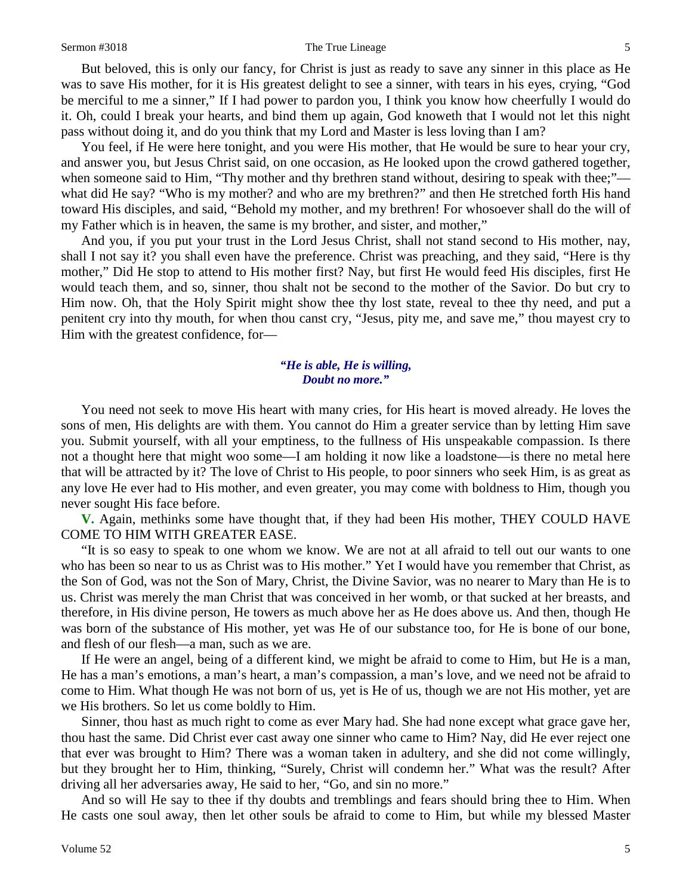But beloved, this is only our fancy, for Christ is just as ready to save any sinner in this place as He was to save His mother, for it is His greatest delight to see a sinner, with tears in his eyes, crying, "God be merciful to me a sinner," If I had power to pardon you, I think you know how cheerfully I would do it. Oh, could I break your hearts, and bind them up again, God knoweth that I would not let this night pass without doing it, and do you think that my Lord and Master is less loving than I am?

You feel, if He were here tonight, and you were His mother, that He would be sure to hear your cry, and answer you, but Jesus Christ said, on one occasion, as He looked upon the crowd gathered together, when someone said to Him, "Thy mother and thy brethren stand without, desiring to speak with thee;"—what did He say? "Who is my mother? and who are my brethren?" and then He stretched forth His hand toward His disciples, and said, "Behold my mother, and my brethren! For whosoever shall do the will of my Father which is in heaven, the same is my brother, and sister, and mother,"

And you, if you put your trust in the Lord Jesus Christ, shall not stand second to His mother, nay, shall I not say it? you shall even have the preference. Christ was preaching, and they said, "Here is thy mother," Did He stop to attend to His mother first? Nay, but first He would feed His disciples, first He would teach them, and so, sinner, thou shalt not be second to the mother of the Savior. Do but cry to Him now. Oh, that the Holy Spirit might show thee thy lost state, reveal to thee thy need, and put a penitent cry into thy mouth, for when thou canst cry, "Jesus, pity me, and save me," thou mayest cry to Him with the greatest confidence, for—

*"He is able, He is willing,*
*Doubt no more."*

You need not seek to move His heart with many cries, for His heart is moved already. He loves the sons of men, His delights are with them. You cannot do Him a greater service than by letting Him save you. Submit yourself, with all your emptiness, to the fullness of His unspeakable compassion. Is there not a thought here that might woo some—I am holding it now like a loadstone—is there no metal here that will be attracted by it? The love of Christ to His people, to poor sinners who seek Him, is as great as any love He ever had to His mother, and even greater, you may come with boldness to Him, though you never sought His face before.

**V.** Again, methinks some have thought that, if they had been His mother, THEY COULD HAVE COME TO HIM WITH GREATER EASE.

"It is so easy to speak to one whom we know. We are not at all afraid to tell out our wants to one who has been so near to us as Christ was to His mother." Yet I would have you remember that Christ, as the Son of God, was not the Son of Mary, Christ, the Divine Savior, was no nearer to Mary than He is to us. Christ was merely the man Christ that was conceived in her womb, or that sucked at her breasts, and therefore, in His divine person, He towers as much above her as He does above us. And then, though He was born of the substance of His mother, yet was He of our substance too, for He is bone of our bone, and flesh of our flesh—a man, such as we are.

If He were an angel, being of a different kind, we might be afraid to come to Him, but He is a man, He has a man's emotions, a man's heart, a man's compassion, a man's love, and we need not be afraid to come to Him. What though He was not born of us, yet is He of us, though we are not His mother, yet are we His brothers. So let us come boldly to Him.

Sinner, thou hast as much right to come as ever Mary had. She had none except what grace gave her, thou hast the same. Did Christ ever cast away one sinner who came to Him? Nay, did He ever reject one that ever was brought to Him? There was a woman taken in adultery, and she did not come willingly, but they brought her to Him, thinking, "Surely, Christ will condemn her." What was the result? After driving all her adversaries away, He said to her, "Go, and sin no more."

And so will He say to thee if thy doubts and tremblings and fears should bring thee to Him. When He casts one soul away, then let other souls be afraid to come to Him, but while my blessed Master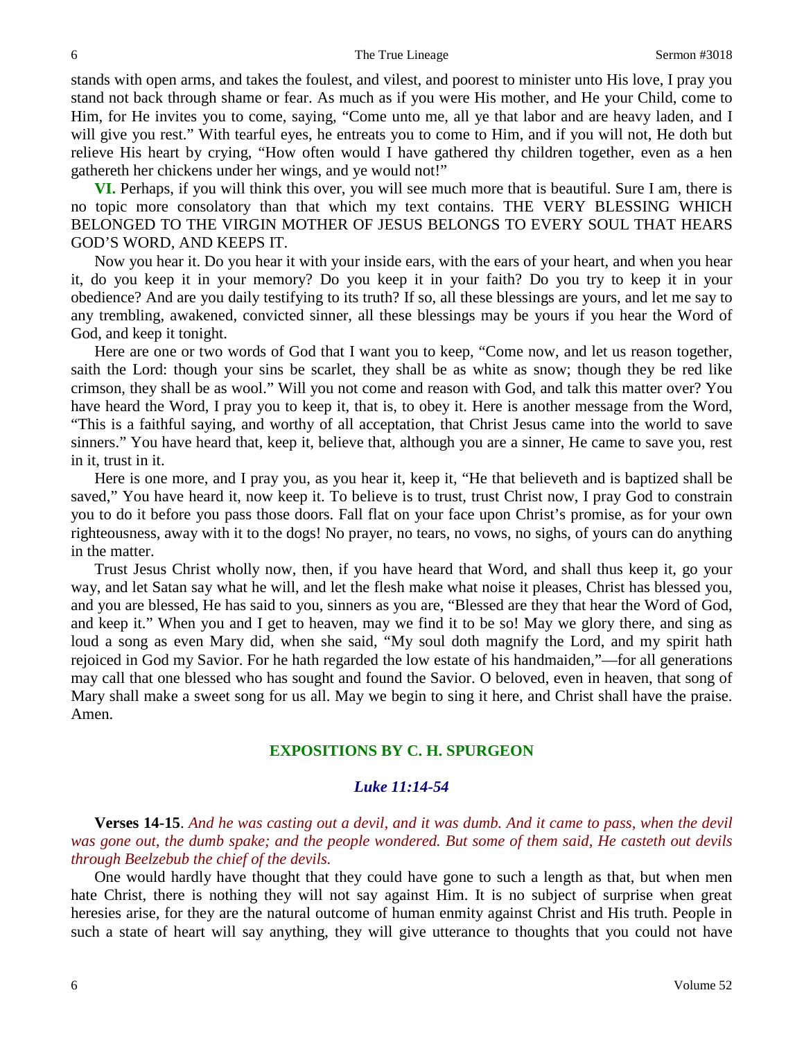stands with open arms, and takes the foulest, and vilest, and poorest to minister unto His love, I pray you stand not back through shame or fear. As much as if you were His mother, and He your Child, come to Him, for He invites you to come, saying, "Come unto me, all ye that labor and are heavy laden, and I will give you rest." With tearful eyes, he entreats you to come to Him, and if you will not, He doth but relieve His heart by crying, "How often would I have gathered thy children together, even as a hen gathereth her chickens under her wings, and ye would not!"

**VI.** Perhaps, if you will think this over, you will see much more that is beautiful. Sure I am, there is no topic more consolatory than that which my text contains. THE VERY BLESSING WHICH BELONGED TO THE VIRGIN MOTHER OF JESUS BELONGS TO EVERY SOUL THAT HEARS GOD'S WORD, AND KEEPS IT.

Now you hear it. Do you hear it with your inside ears, with the ears of your heart, and when you hear it, do you keep it in your memory? Do you keep it in your faith? Do you try to keep it in your obedience? And are you daily testifying to its truth? If so, all these blessings are yours, and let me say to any trembling, awakened, convicted sinner, all these blessings may be yours if you hear the Word of God, and keep it tonight.

Here are one or two words of God that I want you to keep, "Come now, and let us reason together, saith the Lord: though your sins be scarlet, they shall be as white as snow; though they be red like crimson, they shall be as wool." Will you not come and reason with God, and talk this matter over? You have heard the Word, I pray you to keep it, that is, to obey it. Here is another message from the Word, "This is a faithful saying, and worthy of all acceptation, that Christ Jesus came into the world to save sinners." You have heard that, keep it, believe that, although you are a sinner, He came to save you, rest in it, trust in it.

Here is one more, and I pray you, as you hear it, keep it, "He that believeth and is baptized shall be saved," You have heard it, now keep it. To believe is to trust, trust Christ now, I pray God to constrain you to do it before you pass those doors. Fall flat on your face upon Christ's promise, as for your own righteousness, away with it to the dogs! No prayer, no tears, no vows, no sighs, of yours can do anything in the matter.

Trust Jesus Christ wholly now, then, if you have heard that Word, and shall thus keep it, go your way, and let Satan say what he will, and let the flesh make what noise it pleases, Christ has blessed you, and you are blessed, He has said to you, sinners as you are, "Blessed are they that hear the Word of God, and keep it." When you and I get to heaven, may we find it to be so! May we glory there, and sing as loud a song as even Mary did, when she said, "My soul doth magnify the Lord, and my spirit hath rejoiced in God my Savior. For he hath regarded the low estate of his handmaiden,"—for all generations may call that one blessed who has sought and found the Savior. O beloved, even in heaven, that song of Mary shall make a sweet song for us all. May we begin to sing it here, and Christ shall have the praise. Amen.

## EXPOSITIONS BY C. H. SPURGEON

### *Luke 11:14-54*

**Verses 14-15**. *And he was casting out a devil, and it was dumb. And it came to pass, when the devil was gone out, the dumb spake; and the people wondered. But some of them said, He casteth out devils through Beelzebub the chief of the devils.*

One would hardly have thought that they could have gone to such a length as that, but when men hate Christ, there is nothing they will not say against Him. It is no subject of surprise when great heresies arise, for they are the natural outcome of human enmity against Christ and His truth. People in such a state of heart will say anything, they will give utterance to thoughts that you could not have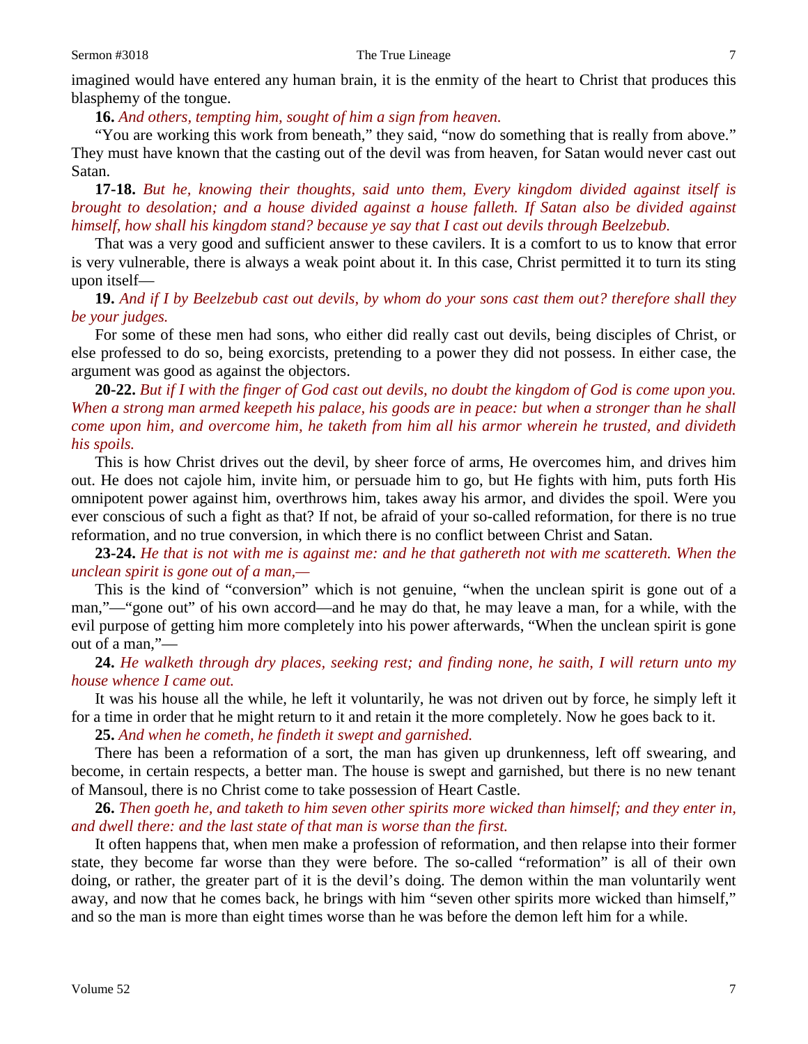imagined would have entered any human brain, it is the enmity of the heart to Christ that produces this blasphemy of the tongue.

**16.** *And others, tempting him, sought of him a sign from heaven.*

"You are working this work from beneath," they said, "now do something that is really from above." They must have known that the casting out of the devil was from heaven, for Satan would never cast out Satan.

**17-18.** *But he, knowing their thoughts, said unto them, Every kingdom divided against itself is brought to desolation; and a house divided against a house falleth. If Satan also be divided against himself, how shall his kingdom stand? because ye say that I cast out devils through Beelzebub.*

That was a very good and sufficient answer to these cavilers. It is a comfort to us to know that error is very vulnerable, there is always a weak point about it. In this case, Christ permitted it to turn its sting upon itself—

**19.** *And if I by Beelzebub cast out devils, by whom do your sons cast them out? therefore shall they be your judges.*

For some of these men had sons, who either did really cast out devils, being disciples of Christ, or else professed to do so, being exorcists, pretending to a power they did not possess. In either case, the argument was good as against the objectors.

**20-22.** *But if I with the finger of God cast out devils, no doubt the kingdom of God is come upon you. When a strong man armed keepeth his palace, his goods are in peace: but when a stronger than he shall come upon him, and overcome him, he taketh from him all his armor wherein he trusted, and divideth his spoils.*

This is how Christ drives out the devil, by sheer force of arms, He overcomes him, and drives him out. He does not cajole him, invite him, or persuade him to go, but He fights with him, puts forth His omnipotent power against him, overthrows him, takes away his armor, and divides the spoil. Were you ever conscious of such a fight as that? If not, be afraid of your so-called reformation, for there is no true reformation, and no true conversion, in which there is no conflict between Christ and Satan.

**23-24.** *He that is not with me is against me: and he that gathereth not with me scattereth. When the unclean spirit is gone out of a man,—*

This is the kind of "conversion" which is not genuine, "when the unclean spirit is gone out of a man,"—"gone out" of his own accord—and he may do that, he may leave a man, for a while, with the evil purpose of getting him more completely into his power afterwards, "When the unclean spirit is gone out of a man,"—

**24.** *He walketh through dry places, seeking rest; and finding none, he saith, I will return unto my house whence I came out.*

It was his house all the while, he left it voluntarily, he was not driven out by force, he simply left it for a time in order that he might return to it and retain it the more completely. Now he goes back to it.

**25.** *And when he cometh, he findeth it swept and garnished.*

There has been a reformation of a sort, the man has given up drunkenness, left off swearing, and become, in certain respects, a better man. The house is swept and garnished, but there is no new tenant of Mansoul, there is no Christ come to take possession of Heart Castle.

**26.** *Then goeth he, and taketh to him seven other spirits more wicked than himself; and they enter in, and dwell there: and the last state of that man is worse than the first.*

It often happens that, when men make a profession of reformation, and then relapse into their former state, they become far worse than they were before. The so-called "reformation" is all of their own doing, or rather, the greater part of it is the devil's doing. The demon within the man voluntarily went away, and now that he comes back, he brings with him "seven other spirits more wicked than himself," and so the man is more than eight times worse than he was before the demon left him for a while.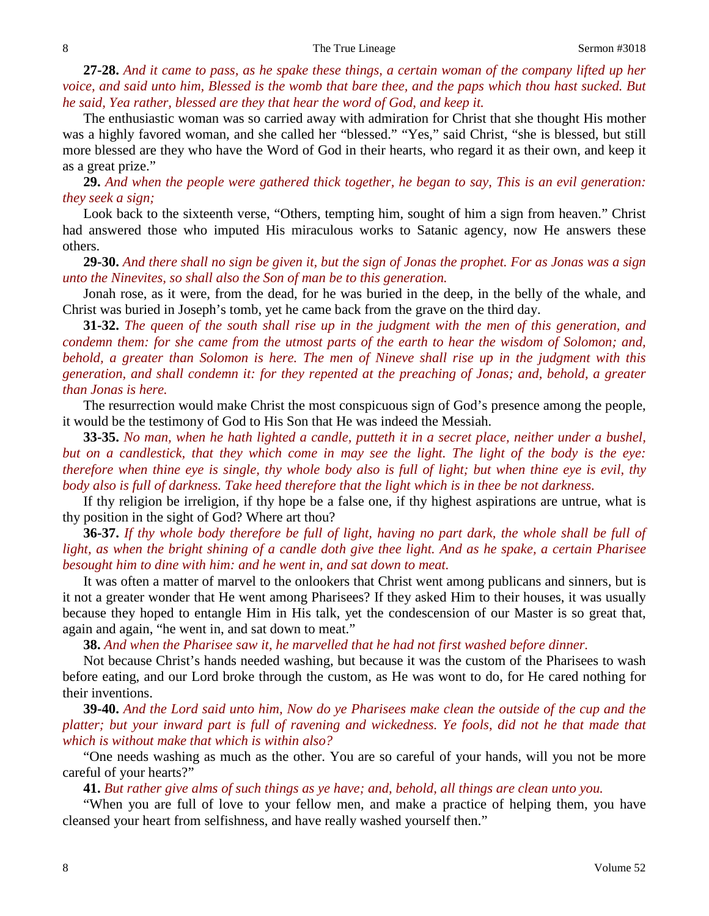**27-28.** *And it came to pass, as he spake these things, a certain woman of the company lifted up her voice, and said unto him, Blessed is the womb that bare thee, and the paps which thou hast sucked. But he said, Yea rather, blessed are they that hear the word of God, and keep it.*

The enthusiastic woman was so carried away with admiration for Christ that she thought His mother was a highly favored woman, and she called her "blessed." "Yes," said Christ, "she is blessed, but still more blessed are they who have the Word of God in their hearts, who regard it as their own, and keep it as a great prize."

**29.** *And when the people were gathered thick together, he began to say, This is an evil generation: they seek a sign;*

Look back to the sixteenth verse, "Others, tempting him, sought of him a sign from heaven." Christ had answered those who imputed His miraculous works to Satanic agency, now He answers these others.

**29-30.** *And there shall no sign be given it, but the sign of Jonas the prophet. For as Jonas was a sign unto the Ninevites, so shall also the Son of man be to this generation.*

Jonah rose, as it were, from the dead, for he was buried in the deep, in the belly of the whale, and Christ was buried in Joseph's tomb, yet he came back from the grave on the third day.

**31-32.** *The queen of the south shall rise up in the judgment with the men of this generation, and condemn them: for she came from the utmost parts of the earth to hear the wisdom of Solomon; and, behold, a greater than Solomon is here. The men of Nineve shall rise up in the judgment with this generation, and shall condemn it: for they repented at the preaching of Jonas; and, behold, a greater than Jonas is here.*

The resurrection would make Christ the most conspicuous sign of God's presence among the people, it would be the testimony of God to His Son that He was indeed the Messiah.

**33-35.** *No man, when he hath lighted a candle, putteth it in a secret place, neither under a bushel, but on a candlestick, that they which come in may see the light. The light of the body is the eye: therefore when thine eye is single, thy whole body also is full of light; but when thine eye is evil, thy body also is full of darkness. Take heed therefore that the light which is in thee be not darkness.*

If thy religion be irreligion, if thy hope be a false one, if thy highest aspirations are untrue, what is thy position in the sight of God? Where art thou?

**36-37.** *If thy whole body therefore be full of light, having no part dark, the whole shall be full of light, as when the bright shining of a candle doth give thee light. And as he spake, a certain Pharisee besought him to dine with him: and he went in, and sat down to meat.*

It was often a matter of marvel to the onlookers that Christ went among publicans and sinners, but is it not a greater wonder that He went among Pharisees? If they asked Him to their houses, it was usually because they hoped to entangle Him in His talk, yet the condescension of our Master is so great that, again and again, "he went in, and sat down to meat."

**38.** *And when the Pharisee saw it, he marvelled that he had not first washed before dinner.*

Not because Christ's hands needed washing, but because it was the custom of the Pharisees to wash before eating, and our Lord broke through the custom, as He was wont to do, for He cared nothing for their inventions.

**39-40.** *And the Lord said unto him, Now do ye Pharisees make clean the outside of the cup and the platter; but your inward part is full of ravening and wickedness. Ye fools, did not he that made that which is without make that which is within also?*

"One needs washing as much as the other. You are so careful of your hands, will you not be more careful of your hearts?"

**41.** *But rather give alms of such things as ye have; and, behold, all things are clean unto you.*

"When you are full of love to your fellow men, and make a practice of helping them, you have cleansed your heart from selfishness, and have really washed yourself then."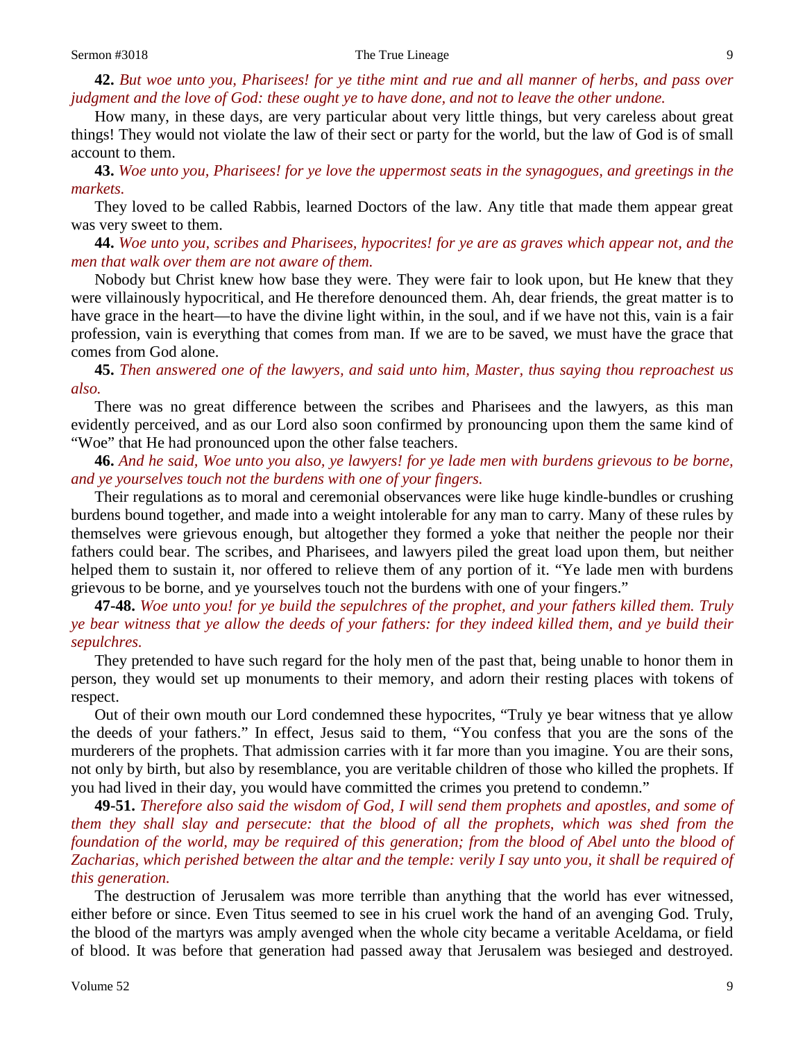**42.** *But woe unto you, Pharisees! for ye tithe mint and rue and all manner of herbs, and pass over judgment and the love of God: these ought ye to have done, and not to leave the other undone.*

How many, in these days, are very particular about very little things, but very careless about great things! They would not violate the law of their sect or party for the world, but the law of God is of small account to them.

**43.** *Woe unto you, Pharisees! for ye love the uppermost seats in the synagogues, and greetings in the markets.*

They loved to be called Rabbis, learned Doctors of the law. Any title that made them appear great was very sweet to them.

**44.** *Woe unto you, scribes and Pharisees, hypocrites! for ye are as graves which appear not, and the men that walk over them are not aware of them.*

Nobody but Christ knew how base they were. They were fair to look upon, but He knew that they were villainously hypocritical, and He therefore denounced them. Ah, dear friends, the great matter is to have grace in the heart—to have the divine light within, in the soul, and if we have not this, vain is a fair profession, vain is everything that comes from man. If we are to be saved, we must have the grace that comes from God alone.

**45.** *Then answered one of the lawyers, and said unto him, Master, thus saying thou reproachest us also.*

There was no great difference between the scribes and Pharisees and the lawyers, as this man evidently perceived, and as our Lord also soon confirmed by pronouncing upon them the same kind of "Woe" that He had pronounced upon the other false teachers.

**46.** *And he said, Woe unto you also, ye lawyers! for ye lade men with burdens grievous to be borne, and ye yourselves touch not the burdens with one of your fingers.*

Their regulations as to moral and ceremonial observances were like huge kindle-bundles or crushing burdens bound together, and made into a weight intolerable for any man to carry. Many of these rules by themselves were grievous enough, but altogether they formed a yoke that neither the people nor their fathers could bear. The scribes, and Pharisees, and lawyers piled the great load upon them, but neither helped them to sustain it, nor offered to relieve them of any portion of it. "Ye lade men with burdens grievous to be borne, and ye yourselves touch not the burdens with one of your fingers."

**47-48.** *Woe unto you! for ye build the sepulchres of the prophet, and your fathers killed them. Truly ye bear witness that ye allow the deeds of your fathers: for they indeed killed them, and ye build their sepulchres.*

They pretended to have such regard for the holy men of the past that, being unable to honor them in person, they would set up monuments to their memory, and adorn their resting places with tokens of respect.

Out of their own mouth our Lord condemned these hypocrites, "Truly ye bear witness that ye allow the deeds of your fathers." In effect, Jesus said to them, "You confess that you are the sons of the murderers of the prophets. That admission carries with it far more than you imagine. You are their sons, not only by birth, but also by resemblance, you are veritable children of those who killed the prophets. If you had lived in their day, you would have committed the crimes you pretend to condemn."

**49-51.** *Therefore also said the wisdom of God, I will send them prophets and apostles, and some of them they shall slay and persecute: that the blood of all the prophets, which was shed from the foundation of the world, may be required of this generation; from the blood of Abel unto the blood of Zacharias, which perished between the altar and the temple: verily I say unto you, it shall be required of this generation.*

The destruction of Jerusalem was more terrible than anything that the world has ever witnessed, either before or since. Even Titus seemed to see in his cruel work the hand of an avenging God. Truly, the blood of the martyrs was amply avenged when the whole city became a veritable Aceldama, or field of blood. It was before that generation had passed away that Jerusalem was besieged and destroyed.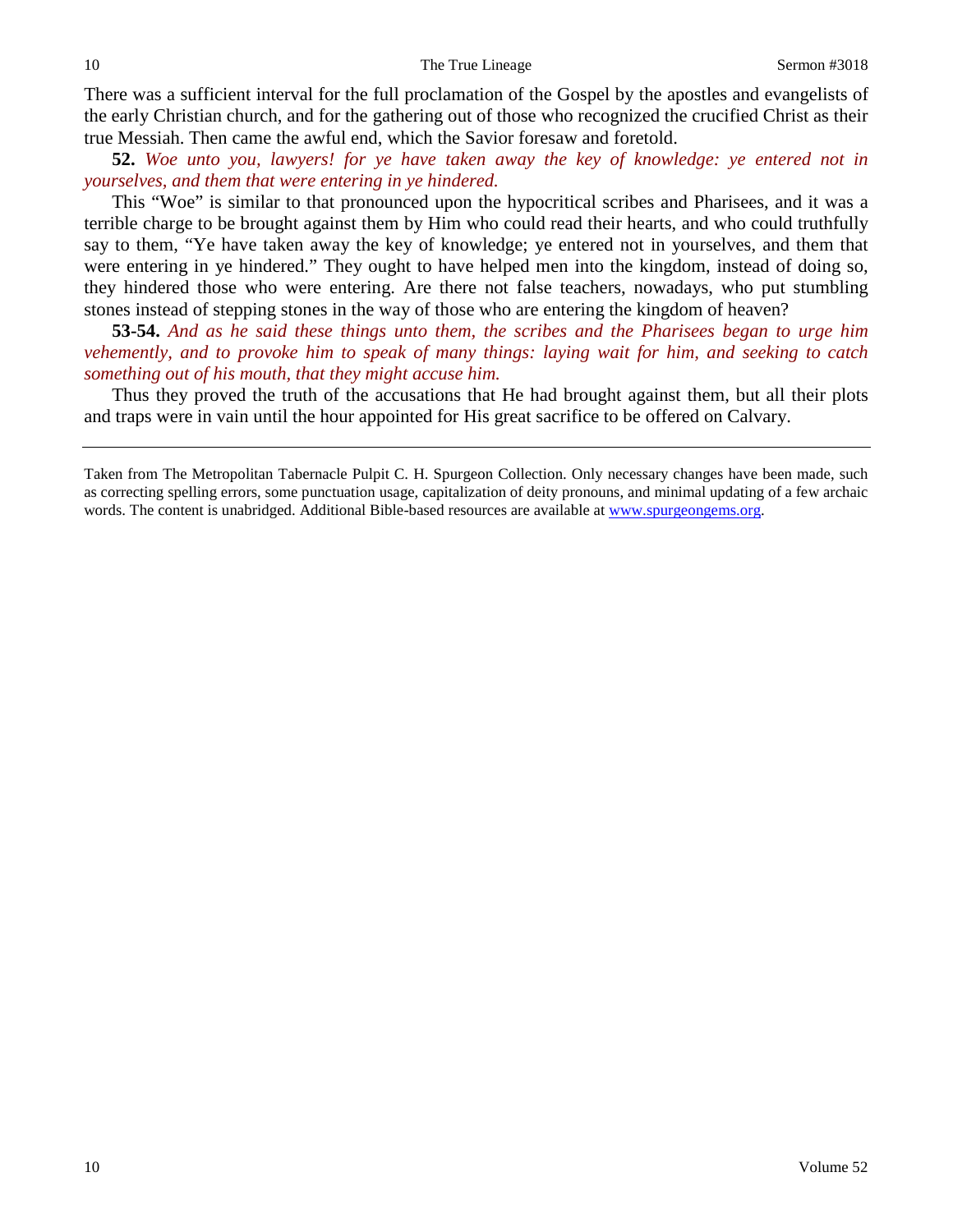There was a sufficient interval for the full proclamation of the Gospel by the apostles and evangelists of the early Christian church, and for the gathering out of those who recognized the crucified Christ as their true Messiah. Then came the awful end, which the Savior foresaw and foretold.

**52.** *Woe unto you, lawyers! for ye have taken away the key of knowledge: ye entered not in yourselves, and them that were entering in ye hindered.*

This "Woe" is similar to that pronounced upon the hypocritical scribes and Pharisees, and it was a terrible charge to be brought against them by Him who could read their hearts, and who could truthfully say to them, "Ye have taken away the key of knowledge; ye entered not in yourselves, and them that were entering in ye hindered." They ought to have helped men into the kingdom, instead of doing so, they hindered those who were entering. Are there not false teachers, nowadays, who put stumbling stones instead of stepping stones in the way of those who are entering the kingdom of heaven?

**53-54.** *And as he said these things unto them, the scribes and the Pharisees began to urge him vehemently, and to provoke him to speak of many things: laying wait for him, and seeking to catch something out of his mouth, that they might accuse him.*

Thus they proved the truth of the accusations that He had brought against them, but all their plots and traps were in vain until the hour appointed for His great sacrifice to be offered on Calvary.

---

Taken from The Metropolitan Tabernacle Pulpit C. H. Spurgeon Collection. Only necessary changes have been made, such as correcting spelling errors, some punctuation usage, capitalization of deity pronouns, and minimal updating of a few archaic words. The content is unabridged. Additional Bible-based resources are available at [www.spurgeongems.org](http://www.spurgeongems.org).